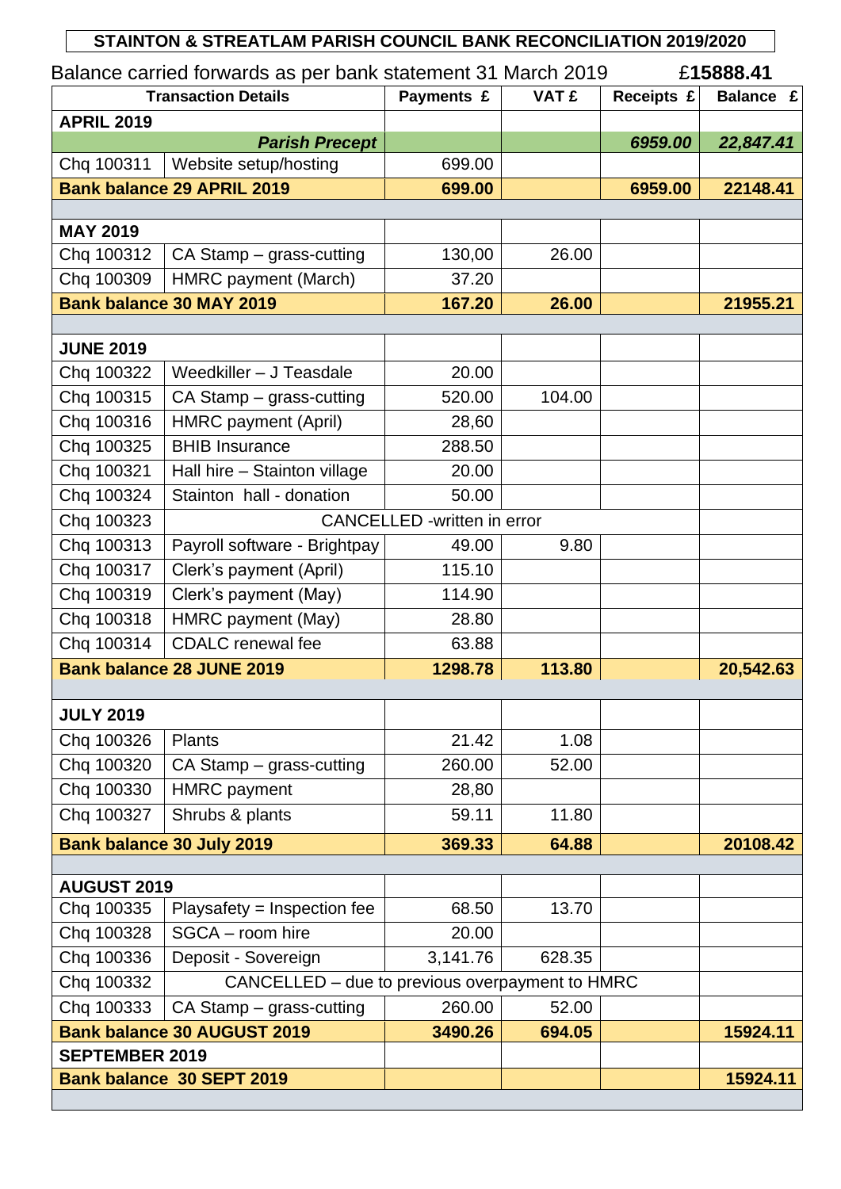**STAINTON & STREATLAM PARISH COUNCIL BANK RECONCILIATION 2019/2020**

Balance carried forwards as per bank statement 31 March 2019 £**15888.41**

| Transaction Details | | Payments £ | VAT £ | Receipts £ | Balance £ |
|---|---|---|---|---|---|
| **APRIL 2019** | | | | | |
| | ***Parish Precept*** | | | *6959.00* | *22,847.41* |
| Chq 100311 | Website setup/hosting | 699.00 | | | |
| **Bank balance 29 APRIL 2019** | | **699.00** | | **6959.00** | **22148.41** |
| | | | | | |
| **MAY 2019** | | | | | |
| Chq 100312 | CA Stamp – grass-cutting | 130,00 | 26.00 | | |
| Chq 100309 | HMRC payment (March) | 37.20 | | | |
| **Bank balance 30 MAY 2019** | | **167.20** | **26.00** | | **21955.21** |
| | | | | | |
| **JUNE 2019** | | | | | |
| Chq 100322 | Weedkiller – J Teasdale | 20.00 | | | |
| Chq 100315 | CA Stamp – grass-cutting | 520.00 | 104.00 | | |
| Chq 100316 | HMRC payment (April) | 28,60 | | | |
| Chq 100325 | BHIB Insurance | 288.50 | | | |
| Chq 100321 | Hall hire – Stainton village | 20.00 | | | |
| Chq 100324 | Stainton hall - donation | 50.00 | | | |
| Chq 100323 | CANCELLED -written in error | | | | |
| Chq 100313 | Payroll software - Brightpay | 49.00 | 9.80 | | |
| Chq 100317 | Clerk's payment (April) | 115.10 | | | |
| Chq 100319 | Clerk's payment (May) | 114.90 | | | |
| Chq 100318 | HMRC payment (May) | 28.80 | | | |
| Chq 100314 | CDALC renewal fee | 63.88 | | | |
| **Bank balance 28 JUNE 2019** | | **1298.78** | **113.80** | | **20,542.63** |
| | | | | | |
| **JULY 2019** | | | | | |
| Chq 100326 | Plants | 21.42 | 1.08 | | |
| Chq 100320 | CA Stamp – grass-cutting | 260.00 | 52.00 | | |
| Chq 100330 | HMRC payment | 28,80 | | | |
| Chq 100327 | Shrubs & plants | 59.11 | 11.80 | | |
| **Bank balance 30 July 2019** | | **369.33** | **64.88** | | **20108.42** |
| | | | | | |
| **AUGUST 2019** | | | | | |
| Chq 100335 | Playsafety = Inspection fee | 68.50 | 13.70 | | |
| Chq 100328 | SGCA – room hire | 20.00 | | | |
| Chq 100336 | Deposit - Sovereign | 3,141.76 | 628.35 | | |
| Chq 100332 | CANCELLED – due to previous overpayment to HMRC | | | | |
| Chq 100333 | CA Stamp – grass-cutting | 260.00 | 52.00 | | |
| **Bank balance 30 AUGUST 2019** | | **3490.26** | **694.05** | | **15924.11** |
| **SEPTEMBER 2019** | | | | | |
| **Bank balance 30 SEPT 2019** | | | | | **15924.11** |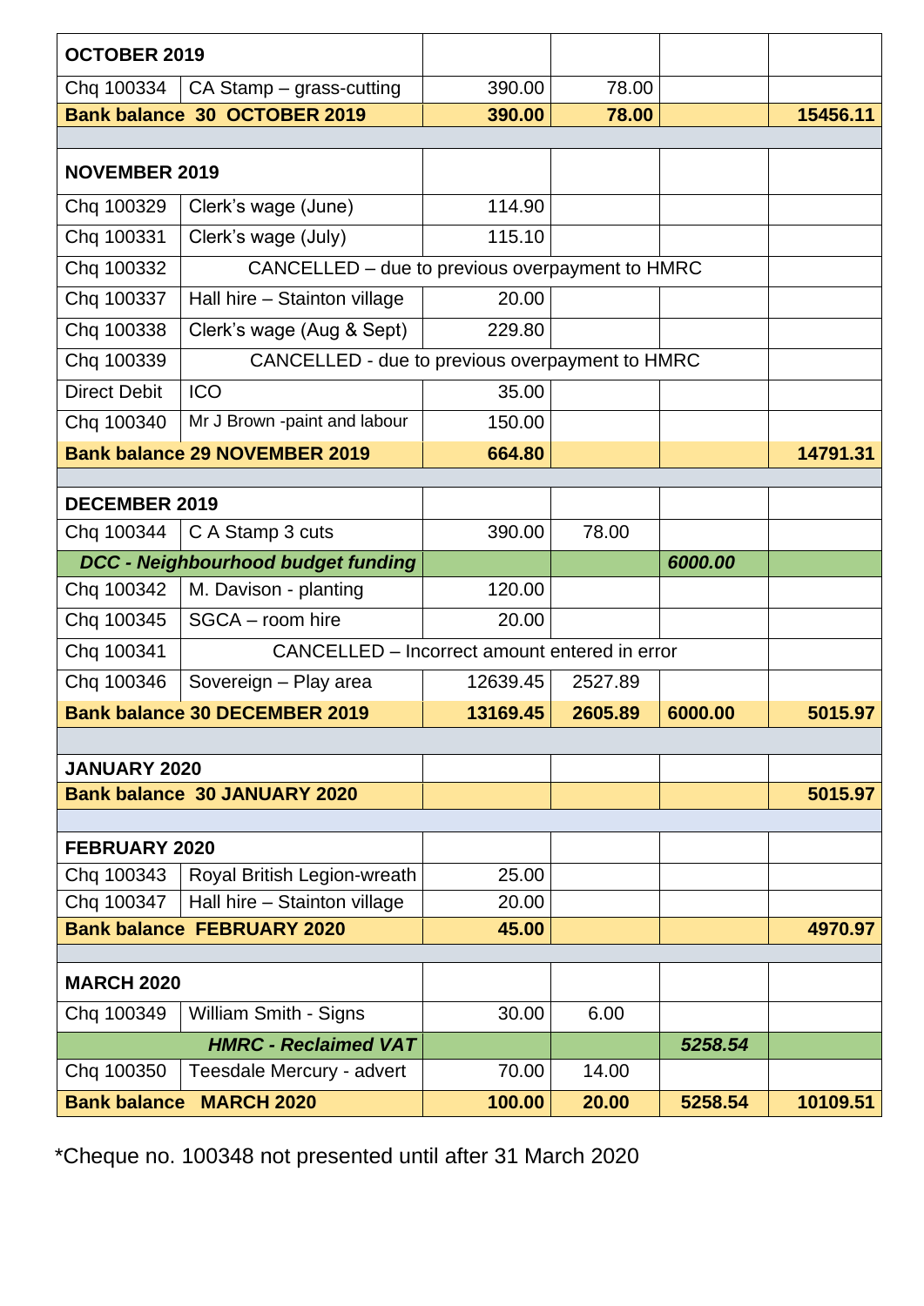| | | | | | |
|---|---|---|---|---|---|
| **OCTOBER 2019** | | | | | |
| Chq 100334 | CA Stamp – grass-cutting | 390.00 | 78.00 | | |
| **Bank balance 30 OCTOBER 2019** | | **390.00** | **78.00** | | **15456.11** |
| | | | | | |
| **NOVEMBER 2019** | | | | | |
| Chq 100329 | Clerk's wage (June) | 114.90 | | | |
| Chq 100331 | Clerk's wage (July) | 115.10 | | | |
| Chq 100332 | CANCELLED – due to previous overpayment to HMRC | | | | |
| Chq 100337 | Hall hire – Stainton village | 20.00 | | | |
| Chq 100338 | Clerk's wage (Aug & Sept) | 229.80 | | | |
| Chq 100339 | CANCELLED - due to previous overpayment to HMRC | | | | |
| Direct Debit | ICO | 35.00 | | | |
| Chq 100340 | Mr J Brown -paint and labour | 150.00 | | | |
| **Bank balance 29 NOVEMBER 2019** | | **664.80** | | | **14791.31** |
| | | | | | |
| **DECEMBER 2019** | | | | | |
| Chq 100344 | C A Stamp 3 cuts | 390.00 | 78.00 | | |
| ***DCC - Neighbourhood budget funding*** | | | | *6000.00* | |
| Chq 100342 | M. Davison - planting | 120.00 | | | |
| Chq 100345 | SGCA – room hire | 20.00 | | | |
| Chq 100341 | CANCELLED – Incorrect amount entered in error | | | | |
| Chq 100346 | Sovereign – Play area | 12639.45 | 2527.89 | | |
| **Bank balance 30 DECEMBER 2019** | | **13169.45** | **2605.89** | **6000.00** | **5015.97** |
| | | | | | |
| **JANUARY 2020** | | | | | |
| **Bank balance 30 JANUARY 2020** | | | | | **5015.97** |
| | | | | | |
| **FEBRUARY 2020** | | | | | |
| Chq 100343 | Royal British Legion-wreath | 25.00 | | | |
| Chq 100347 | Hall hire – Stainton village | 20.00 | | | |
| **Bank balance FEBRUARY 2020** | | **45.00** | | | **4970.97** |
| | | | | | |
| **MARCH 2020** | | | | | |
| Chq 100349 | William Smith - Signs | 30.00 | 6.00 | | |
| ***HMRC - Reclaimed VAT*** | | | | *5258.54* | |
| Chq 100350 | Teesdale Mercury - advert | 70.00 | 14.00 | | |
| **Bank balance MARCH 2020** | | **100.00** | **20.00** | **5258.54** | **10109.51** |

*Cheque no. 100348 not presented until after 31 March 2020